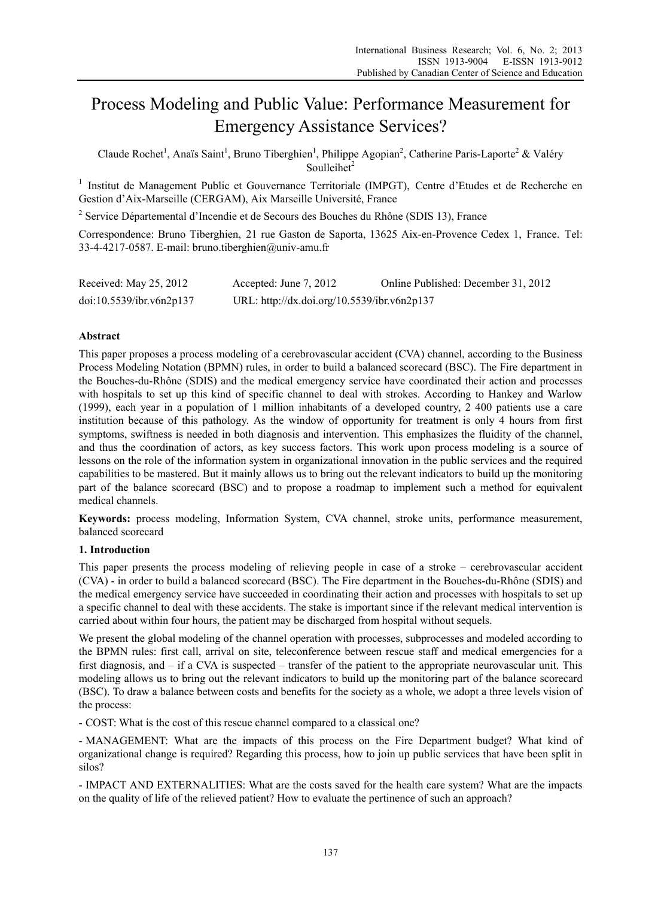# Process Modeling and Public Value: Performance Measurement for Emergency Assistance Services?

Claude Rochet[1], Anaïs Saint[1], Bruno Tiberghien[1], Philippe Agopian[2], Catherine Paris-Laporte[2] & Valéry Soulleihet[2]

[1] Institut de Management Public et Gouvernance Territoriale (IMPGT), Centre d'Etudes et de Recherche en Gestion d'Aix-Marseille (CERGAM), Aix Marseille Université, France

[2] Service Départemental d'Incendie et de Secours des Bouches du Rhône (SDIS 13), France

Correspondence: Bruno Tiberghien, 21 rue Gaston de Saporta, 13625 Aix-en-Provence Cedex 1, France. Tel: 33-4-4217-0587. E-mail: bruno.tiberghien@univ-amu.fr

| | | |
|---|---|---|
| Received: May 25, 2012 | Accepted: June 7, 2012 | Online Published: December 31, 2012 |
| doi:10.5539/ibr.v6n2p137 | URL: http://dx.doi.org/10.5539/ibr.v6n2p137 | |

**Abstract**

This paper proposes a process modeling of a cerebrovascular accident (CVA) channel, according to the Business Process Modeling Notation (BPMN) rules, in order to build a balanced scorecard (BSC). The Fire department in the Bouches-du-Rhône (SDIS) and the medical emergency service have coordinated their action and processes with hospitals to set up this kind of specific channel to deal with strokes. According to Hankey and Warlow (1999), each year in a population of 1 million inhabitants of a developed country, 2 400 patients use a care institution because of this pathology. As the window of opportunity for treatment is only 4 hours from first symptoms, swiftness is needed in both diagnosis and intervention. This emphasizes the fluidity of the channel, and thus the coordination of actors, as key success factors. This work upon process modeling is a source of lessons on the role of the information system in organizational innovation in the public services and the required capabilities to be mastered. But it mainly allows us to bring out the relevant indicators to build up the monitoring part of the balance scorecard (BSC) and to propose a roadmap to implement such a method for equivalent medical channels.

**Keywords:** process modeling, Information System, CVA channel, stroke units, performance measurement, balanced scorecard

## 1. Introduction

This paper presents the process modeling of relieving people in case of a stroke – cerebrovascular accident (CVA) - in order to build a balanced scorecard (BSC). The Fire department in the Bouches-du-Rhône (SDIS) and the medical emergency service have succeeded in coordinating their action and processes with hospitals to set up a specific channel to deal with these accidents. The stake is important since if the relevant medical intervention is carried about within four hours, the patient may be discharged from hospital without sequels.

We present the global modeling of the channel operation with processes, subprocesses and modeled according to the BPMN rules: first call, arrival on site, teleconference between rescue staff and medical emergencies for a first diagnosis, and – if a CVA is suspected – transfer of the patient to the appropriate neurovascular unit. This modeling allows us to bring out the relevant indicators to build up the monitoring part of the balance scorecard (BSC). To draw a balance between costs and benefits for the society as a whole, we adopt a three levels vision of the process:

- COST: What is the cost of this rescue channel compared to a classical one?

- MANAGEMENT: What are the impacts of this process on the Fire Department budget? What kind of organizational change is required? Regarding this process, how to join up public services that have been split in silos?

- IMPACT AND EXTERNALITIES: What are the costs saved for the health care system? What are the impacts on the quality of life of the relieved patient? How to evaluate the pertinence of such an approach?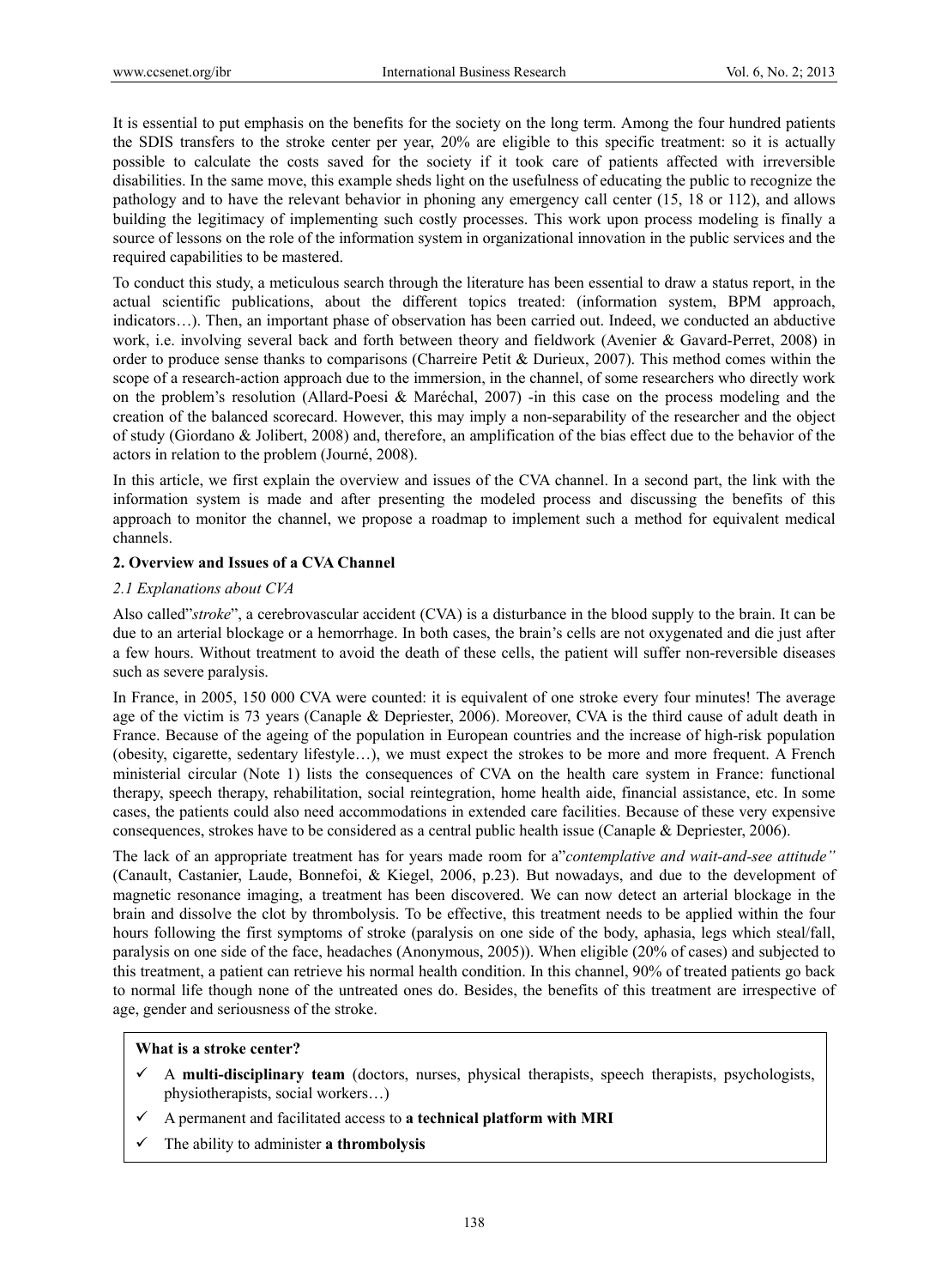It is essential to put emphasis on the benefits for the society on the long term. Among the four hundred patients the SDIS transfers to the stroke center per year, 20% are eligible to this specific treatment: so it is actually possible to calculate the costs saved for the society if it took care of patients affected with irreversible disabilities. In the same move, this example sheds light on the usefulness of educating the public to recognize the pathology and to have the relevant behavior in phoning any emergency call center (15, 18 or 112), and allows building the legitimacy of implementing such costly processes. This work upon process modeling is finally a source of lessons on the role of the information system in organizational innovation in the public services and the required capabilities to be mastered.

To conduct this study, a meticulous search through the literature has been essential to draw a status report, in the actual scientific publications, about the different topics treated: (information system, BPM approach, indicators…). Then, an important phase of observation has been carried out. Indeed, we conducted an abductive work, i.e. involving several back and forth between theory and fieldwork (Avenier & Gavard-Perret, 2008) in order to produce sense thanks to comparisons (Charreire Petit & Durieux, 2007). This method comes within the scope of a research-action approach due to the immersion, in the channel, of some researchers who directly work on the problem's resolution (Allard-Poesi & Maréchal, 2007) -in this case on the process modeling and the creation of the balanced scorecard. However, this may imply a non-separability of the researcher and the object of study (Giordano & Jolibert, 2008) and, therefore, an amplification of the bias effect due to the behavior of the actors in relation to the problem (Journé, 2008).

In this article, we first explain the overview and issues of the CVA channel. In a second part, the link with the information system is made and after presenting the modeled process and discussing the benefits of this approach to monitor the channel, we propose a roadmap to implement such a method for equivalent medical channels.

## 2. Overview and Issues of a CVA Channel

### *2.1 Explanations about CVA*

Also called"*stroke*", a cerebrovascular accident (CVA) is a disturbance in the blood supply to the brain. It can be due to an arterial blockage or a hemorrhage. In both cases, the brain's cells are not oxygenated and die just after a few hours. Without treatment to avoid the death of these cells, the patient will suffer non-reversible diseases such as severe paralysis.

In France, in 2005, 150 000 CVA were counted: it is equivalent of one stroke every four minutes! The average age of the victim is 73 years (Canaple & Depriester, 2006). Moreover, CVA is the third cause of adult death in France. Because of the ageing of the population in European countries and the increase of high-risk population (obesity, cigarette, sedentary lifestyle…), we must expect the strokes to be more and more frequent. A French ministerial circular (Note 1) lists the consequences of CVA on the health care system in France: functional therapy, speech therapy, rehabilitation, social reintegration, home health aide, financial assistance, etc. In some cases, the patients could also need accommodations in extended care facilities. Because of these very expensive consequences, strokes have to be considered as a central public health issue (Canaple & Depriester, 2006).

The lack of an appropriate treatment has for years made room for a"*contemplative and wait-and-see attitude"* (Canault, Castanier, Laude, Bonnefoi, & Kiegel, 2006, p.23). But nowadays, and due to the development of magnetic resonance imaging, a treatment has been discovered. We can now detect an arterial blockage in the brain and dissolve the clot by thrombolysis. To be effective, this treatment needs to be applied within the four hours following the first symptoms of stroke (paralysis on one side of the body, aphasia, legs which steal/fall, paralysis on one side of the face, headaches (Anonymous, 2005)). When eligible (20% of cases) and subjected to this treatment, a patient can retrieve his normal health condition. In this channel, 90% of treated patients go back to normal life though none of the untreated ones do. Besides, the benefits of this treatment are irrespective of age, gender and seriousness of the stroke.

**What is a stroke center?**

- ✓ A **multi-disciplinary team** (doctors, nurses, physical therapists, speech therapists, psychologists, physiotherapists, social workers…)
- ✓ A permanent and facilitated access to **a technical platform with MRI**
- ✓ The ability to administer **a thrombolysis**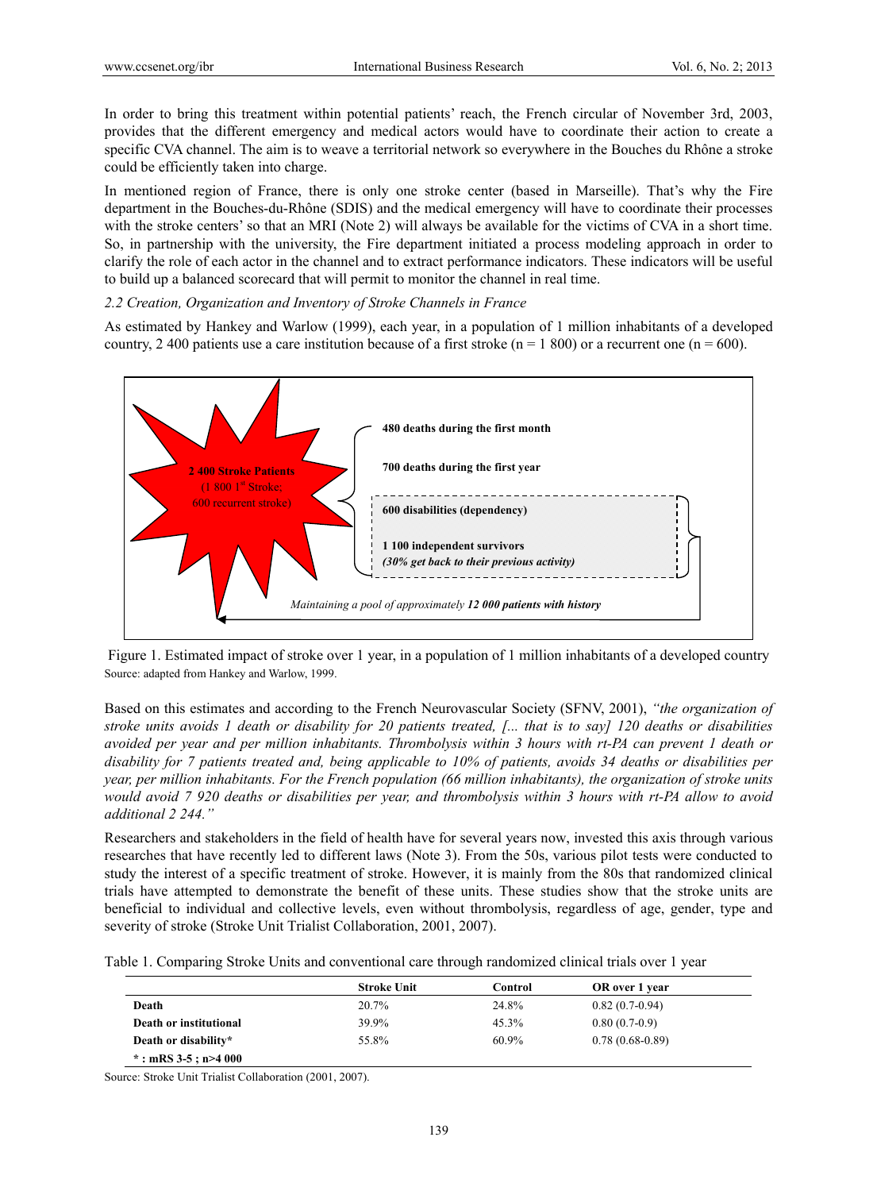In order to bring this treatment within potential patients' reach, the French circular of November 3rd, 2003, provides that the different emergency and medical actors would have to coordinate their action to create a specific CVA channel. The aim is to weave a territorial network so everywhere in the Bouches du Rhône a stroke could be efficiently taken into charge.

In mentioned region of France, there is only one stroke center (based in Marseille). That's why the Fire department in the Bouches-du-Rhône (SDIS) and the medical emergency will have to coordinate their processes with the stroke centers' so that an MRI (Note 2) will always be available for the victims of CVA in a short time. So, in partnership with the university, the Fire department initiated a process modeling approach in order to clarify the role of each actor in the channel and to extract performance indicators. These indicators will be useful to build up a balanced scorecard that will permit to monitor the channel in real time.

### *2.2 Creation, Organization and Inventory of Stroke Channels in France*

As estimated by Hankey and Warlow (1999), each year, in a population of 1 million inhabitants of a developed country, 2 400 patients use a care institution because of a first stroke (n = 1 800) or a recurrent one (n = 600).

**2 400 Stroke Patients** (1 800 1st Stroke; 600 recurrent stroke)

- **480 deaths during the first month**
- **700 deaths during the first year**
- **600 disabilities (dependency)**
- **1 100 independent survivors** ***(30% get back to their previous activity)***

*Maintaining a pool of approximately* ***12 000 patients with history***

Figure 1. Estimated impact of stroke over 1 year, in a population of 1 million inhabitants of a developed country

Source: adapted from Hankey and Warlow, 1999.

Based on this estimates and according to the French Neurovascular Society (SFNV, 2001), *"the organization of stroke units avoids 1 death or disability for 20 patients treated, [... that is to say] 120 deaths or disabilities avoided per year and per million inhabitants. Thrombolysis within 3 hours with rt-PA can prevent 1 death or disability for 7 patients treated and, being applicable to 10% of patients, avoids 34 deaths or disabilities per year, per million inhabitants. For the French population (66 million inhabitants), the organization of stroke units would avoid 7 920 deaths or disabilities per year, and thrombolysis within 3 hours with rt-PA allow to avoid additional 2 244."*

Researchers and stakeholders in the field of health have for several years now, invested this axis through various researches that have recently led to different laws (Note 3). From the 50s, various pilot tests were conducted to study the interest of a specific treatment of stroke. However, it is mainly from the 80s that randomized clinical trials have attempted to demonstrate the benefit of these units. These studies show that the stroke units are beneficial to individual and collective levels, even without thrombolysis, regardless of age, gender, type and severity of stroke (Stroke Unit Trialist Collaboration, 2001, 2007).

Table 1. Comparing Stroke Units and conventional care through randomized clinical trials over 1 year

| | Stroke Unit | Control | OR over 1 year |
|---|---|---|---|
| **Death** | 20.7% | 24.8% | 0.82 (0.7-0.94) |
| **Death or institutional** | 39.9% | 45.3% | 0.80 (0.7-0.9) |
| **Death or disability*** | 55.8% | 60.9% | 0.78 (0.68-0.89) |
| *** : mRS 3-5 ; n>4 000** | | | |

Source: Stroke Unit Trialist Collaboration (2001, 2007).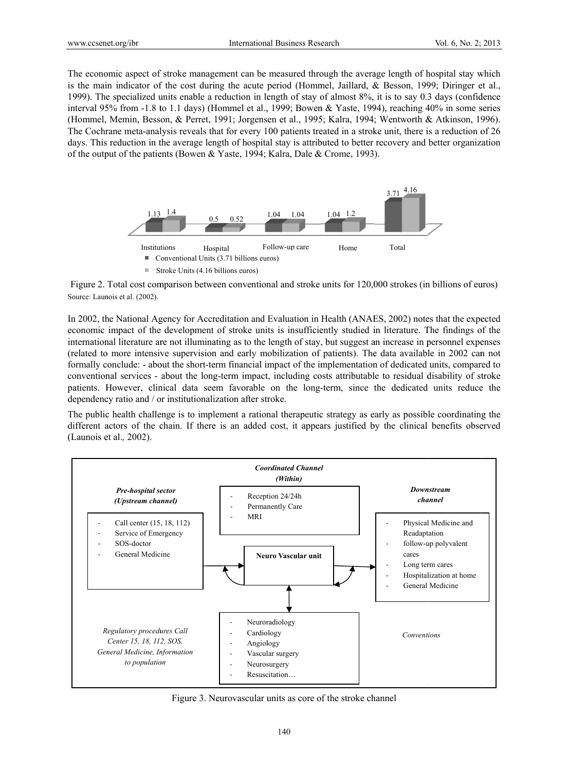The economic aspect of stroke management can be measured through the average length of hospital stay which is the main indicator of the cost during the acute period (Hommel, Jaillard, & Besson, 1999; Diringer et al., 1999). The specialized units enable a reduction in length of stay of almost 8%, it is to say 0.3 days (confidence interval 95% from -1.8 to 1.1 days) (Hommel et al., 1999; Bowen & Yaste, 1994), reaching 40% in some series (Hommel, Memin, Besson, & Perret, 1991; Jorgensen et al., 1995; Kalra, 1994; Wentworth & Atkinson, 1996). The Cochrane meta-analysis reveals that for every 100 patients treated in a stroke unit, there is a reduction of 26 days. This reduction in the average length of hospital stay is attributed to better recovery and better organization of the output of the patients (Bowen & Yaste, 1994; Kalra, Dale & Crome, 1993).

| | Institutions | Hospital | Follow-up care | Home | Total |
|---|---|---|---|---|---|
| Conventional Units (3.71 billions euros) | 1.13 | 0.5 | 1.04 | 1.04 | 3.71 |
| Stroke Units (4.16 billions euros) | 1.4 | 0.52 | 1.04 | 1.2 | 4.16 |

Figure 2. Total cost comparison between conventional and stroke units for 120,000 strokes (in billions of euros)

Source: Launois et al. (2002).

In 2002, the National Agency for Accreditation and Evaluation in Health (ANAES, 2002) notes that the expected economic impact of the development of stroke units is insufficiently studied in literature. The findings of the international literature are not illuminating as to the length of stay, but suggest an increase in personnel expenses (related to more intensive supervision and early mobilization of patients). The data available in 2002 can not formally conclude: - about the short-term financial impact of the implementation of dedicated units, compared to conventional services - about the long-term impact, including costs attributable to residual disability of stroke patients. However, clinical data seem favorable on the long-term, since the dedicated units reduce the dependency ratio and / or institutionalization after stroke.

The public health challenge is to implement a rational therapeutic strategy as early as possible coordinating the different actors of the chain. If there is an added cost, it appears justified by the clinical benefits observed (Launois et al., 2002).

*Coordinated Channel (Within)*

- Reception 24/24h
- Permanently Care
- MRI

*Pre-hospital sector (Upstream channel)*

- Call center (15, 18, 112)
- Service of Emergency
- SOS-doctor
- General Medicine

**Neuro Vascular unit**

*Downstream channel*

- Physical Medicine and Readaptation
- follow-up polyvalent cares
- Long term cares
- Hospitalization at home
- General Medicine

*Regulatory procedures Call Center 15, 18, 112, SOS, General Medicine, Information to population*

- Neuroradiology
- Cardiology
- Angiology
- Vascular surgery
- Neurosurgery
- Resuscitation…

*Conventions*

Figure 3. Neurovascular units as core of the stroke channel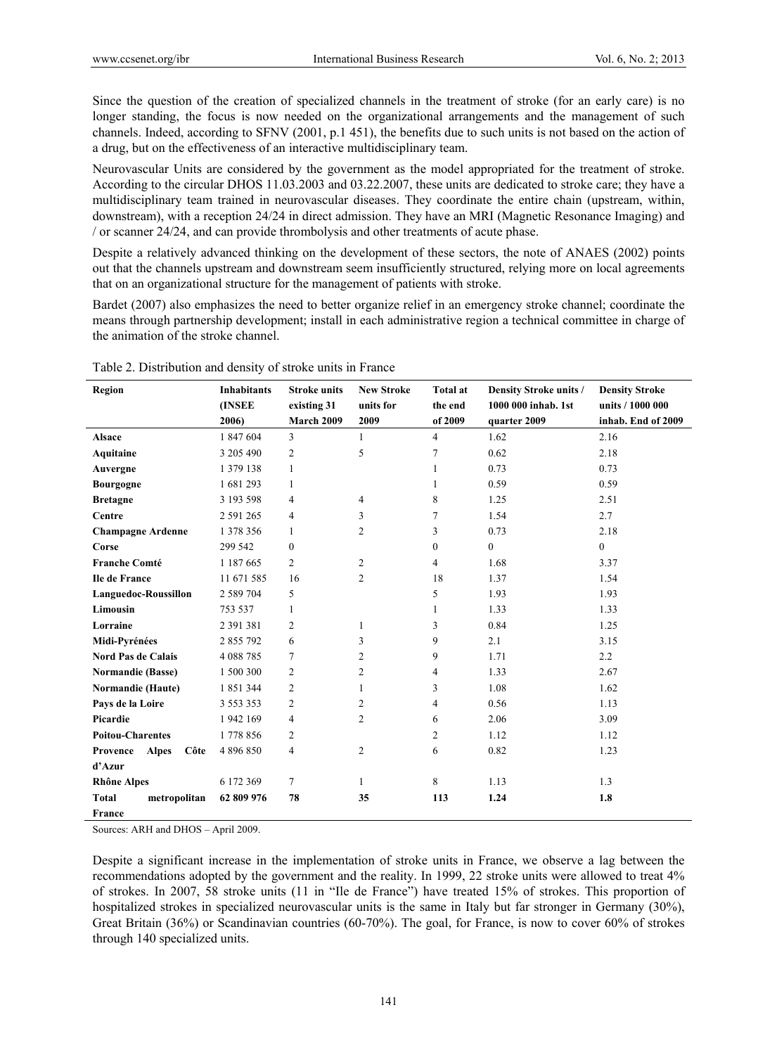Since the question of the creation of specialized channels in the treatment of stroke (for an early care) is no longer standing, the focus is now needed on the organizational arrangements and the management of such channels. Indeed, according to SFNV (2001, p.1 451), the benefits due to such units is not based on the action of a drug, but on the effectiveness of an interactive multidisciplinary team.

Neurovascular Units are considered by the government as the model appropriated for the treatment of stroke. According to the circular DHOS 11.03.2003 and 03.22.2007, these units are dedicated to stroke care; they have a multidisciplinary team trained in neurovascular diseases. They coordinate the entire chain (upstream, within, downstream), with a reception 24/24 in direct admission. They have an MRI (Magnetic Resonance Imaging) and / or scanner 24/24, and can provide thrombolysis and other treatments of acute phase.

Despite a relatively advanced thinking on the development of these sectors, the note of ANAES (2002) points out that the channels upstream and downstream seem insufficiently structured, relying more on local agreements that on an organizational structure for the management of patients with stroke.

Bardet (2007) also emphasizes the need to better organize relief in an emergency stroke channel; coordinate the means through partnership development; install in each administrative region a technical committee in charge of the animation of the stroke channel.

Table 2. Distribution and density of stroke units in France

| Region | Inhabitants (INSEE 2006) | Stroke units existing 31 March 2009 | New Stroke units for 2009 | Total at the end of 2009 | Density Stroke units / 1000 000 inhab. 1st quarter 2009 | Density Stroke units / 1000 000 inhab. End of 2009 |
|---|---|---|---|---|---|---|
| **Alsace** | 1 847 604 | 3 | 1 | 4 | 1.62 | 2.16 |
| **Aquitaine** | 3 205 490 | 2 | 5 | 7 | 0.62 | 2.18 |
| **Auvergne** | 1 379 138 | 1 | | 1 | 0.73 | 0.73 |
| **Bourgogne** | 1 681 293 | 1 | | 1 | 0.59 | 0.59 |
| **Bretagne** | 3 193 598 | 4 | 4 | 8 | 1.25 | 2.51 |
| **Centre** | 2 591 265 | 4 | 3 | 7 | 1.54 | 2.7 |
| **Champagne Ardenne** | 1 378 356 | 1 | 2 | 3 | 0.73 | 2.18 |
| **Corse** | 299 542 | 0 | | 0 | 0 | 0 |
| **Franche Comté** | 1 187 665 | 2 | 2 | 4 | 1.68 | 3.37 |
| **Ile de France** | 11 671 585 | 16 | 2 | 18 | 1.37 | 1.54 |
| **Languedoc-Roussillon** | 2 589 704 | 5 | | 5 | 1.93 | 1.93 |
| **Limousin** | 753 537 | 1 | | 1 | 1.33 | 1.33 |
| **Lorraine** | 2 391 381 | 2 | 1 | 3 | 0.84 | 1.25 |
| **Midi-Pyrénées** | 2 855 792 | 6 | 3 | 9 | 2.1 | 3.15 |
| **Nord Pas de Calais** | 4 088 785 | 7 | 2 | 9 | 1.71 | 2.2 |
| **Normandie (Basse)** | 1 500 300 | 2 | 2 | 4 | 1.33 | 2.67 |
| **Normandie (Haute)** | 1 851 344 | 2 | 1 | 3 | 1.08 | 1.62 |
| **Pays de la Loire** | 3 553 353 | 2 | 2 | 4 | 0.56 | 1.13 |
| **Picardie** | 1 942 169 | 4 | 2 | 6 | 2.06 | 3.09 |
| **Poitou-Charentes** | 1 778 856 | 2 | | 2 | 1.12 | 1.12 |
| **Provence Alpes Côte d'Azur** | 4 896 850 | 4 | 2 | 6 | 0.82 | 1.23 |
| **Rhône Alpes** | 6 172 369 | 7 | 1 | 8 | 1.13 | 1.3 |
| **Total metropolitan France** | **62 809 976** | **78** | **35** | **113** | **1.24** | **1.8** |

Sources: ARH and DHOS – April 2009.

Despite a significant increase in the implementation of stroke units in France, we observe a lag between the recommendations adopted by the government and the reality. In 1999, 22 stroke units were allowed to treat 4% of strokes. In 2007, 58 stroke units (11 in "Ile de France") have treated 15% of strokes. This proportion of hospitalized strokes in specialized neurovascular units is the same in Italy but far stronger in Germany (30%), Great Britain (36%) or Scandinavian countries (60-70%). The goal, for France, is now to cover 60% of strokes through 140 specialized units.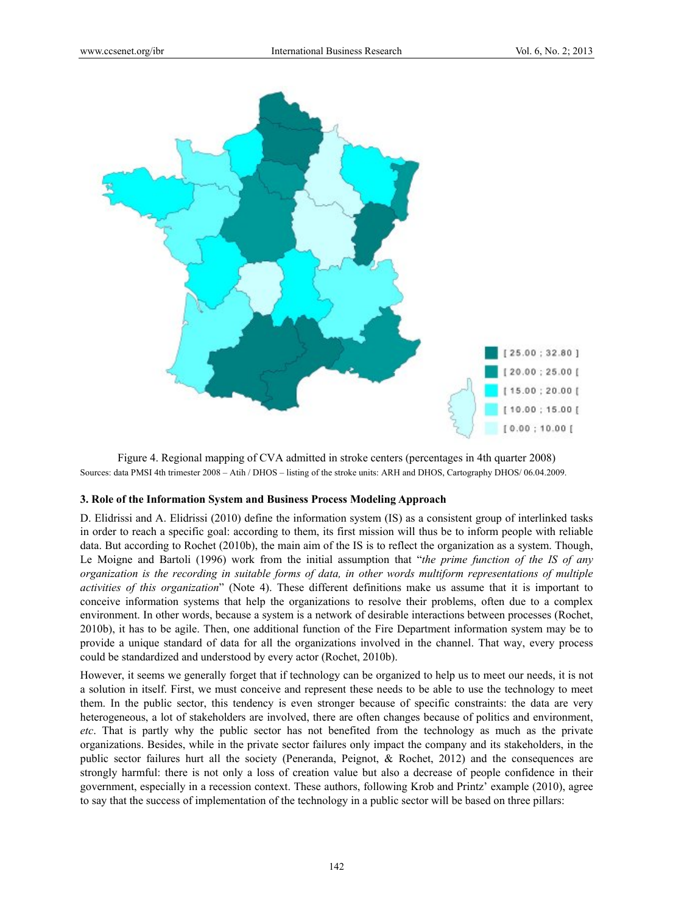Figure 4. Regional mapping of CVA admitted in stroke centers (percentages in 4th quarter 2008)

Sources: data PMSI 4th trimester 2008 – Atih / DHOS – listing of the stroke units: ARH and DHOS, Cartography DHOS/ 06.04.2009.

### 3. Role of the Information System and Business Process Modeling Approach

D. Elidrissi and A. Elidrissi (2010) define the information system (IS) as a consistent group of interlinked tasks in order to reach a specific goal: according to them, its first mission will thus be to inform people with reliable data. But according to Rochet (2010b), the main aim of the IS is to reflect the organization as a system. Though, Le Moigne and Bartoli (1996) work from the initial assumption that "*the prime function of the IS of any organization is the recording in suitable forms of data, in other words multiform representations of multiple activities of this organization*" (Note 4). These different definitions make us assume that it is important to conceive information systems that help the organizations to resolve their problems, often due to a complex environment. In other words, because a system is a network of desirable interactions between processes (Rochet, 2010b), it has to be agile. Then, one additional function of the Fire Department information system may be to provide a unique standard of data for all the organizations involved in the channel. That way, every process could be standardized and understood by every actor (Rochet, 2010b).

However, it seems we generally forget that if technology can be organized to help us to meet our needs, it is not a solution in itself. First, we must conceive and represent these needs to be able to use the technology to meet them. In the public sector, this tendency is even stronger because of specific constraints: the data are very heterogeneous, a lot of stakeholders are involved, there are often changes because of politics and environment, *etc*. That is partly why the public sector has not benefited from the technology as much as the private organizations. Besides, while in the private sector failures only impact the company and its stakeholders, in the public sector failures hurt all the society (Peneranda, Peignot, & Rochet, 2012) and the consequences are strongly harmful: there is not only a loss of creation value but also a decrease of people confidence in their government, especially in a recession context. These authors, following Krob and Printz' example (2010), agree to say that the success of implementation of the technology in a public sector will be based on three pillars: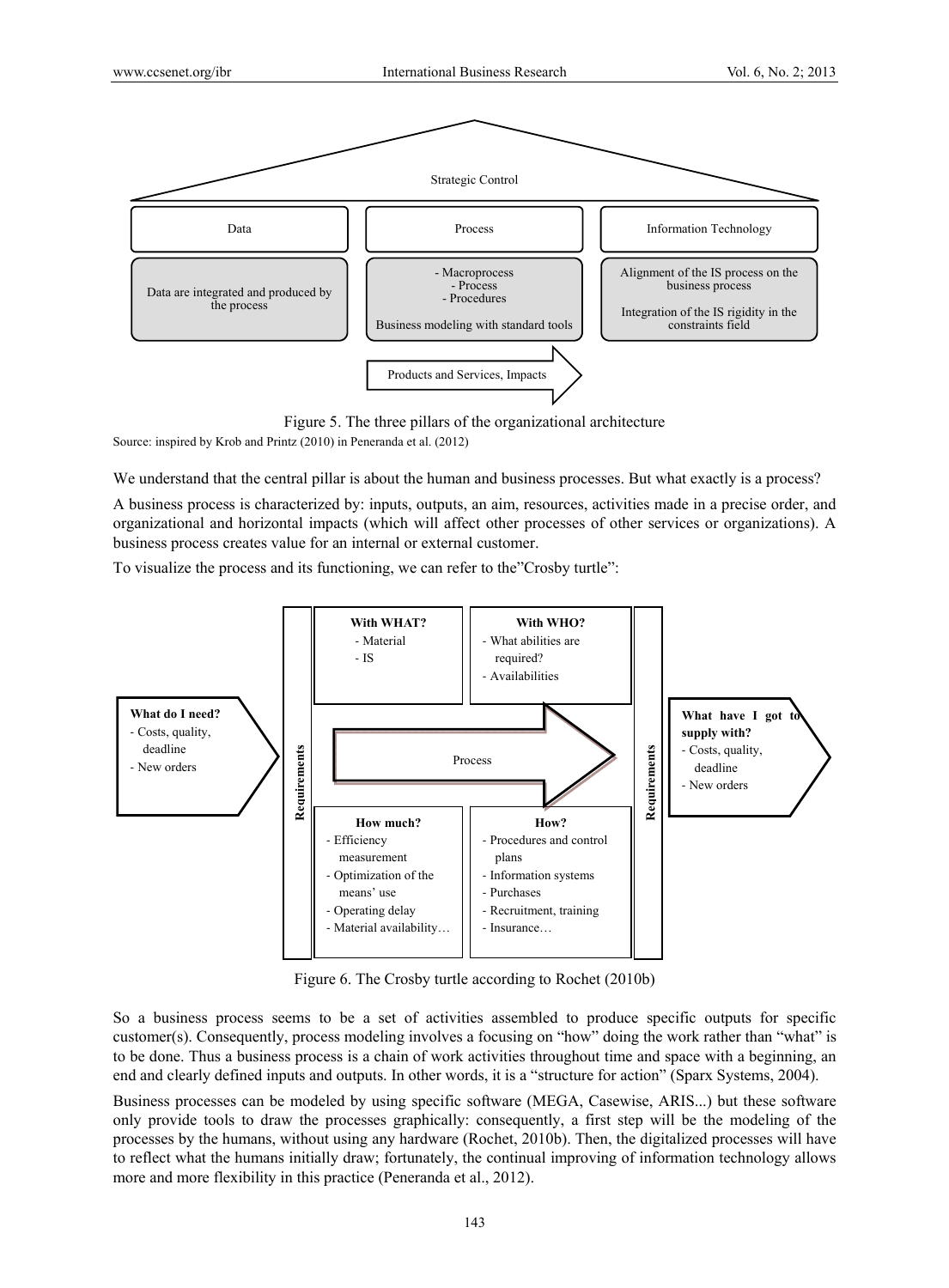Strategic Control

| Data | Process | Information Technology |
| --- | --- | --- |
| Data are integrated and produced by the process | - Macroprocess<br>- Process<br>- Procedures<br><br>Business modeling with standard tools | Alignment of the IS process on the business process<br><br>Integration of the IS rigidity in the constraints field |

Products and Services, Impacts

Figure 5. The three pillars of the organizational architecture

Source: inspired by Krob and Printz (2010) in Peneranda et al. (2012)

We understand that the central pillar is about the human and business processes. But what exactly is a process?

A business process is characterized by: inputs, outputs, an aim, resources, activities made in a precise order, and organizational and horizontal impacts (which will affect other processes of other services or organizations). A business process creates value for an internal or external customer.

To visualize the process and its functioning, we can refer to the"Crosby turtle":

**What do I need?**
- Costs, quality, deadline
- New orders

Requirements

**With WHAT?**
- Material
- IS

**With WHO?**
- What abilities are required?
- Availabilities

Process

**How much?**
- Efficiency measurement
- Optimization of the means' use
- Operating delay
- Material availability…

**How?**
- Procedures and control plans
- Information systems
- Purchases
- Recruitment, training
- Insurance…

Requirements

**What have I got to supply with?**
- Costs, quality, deadline
- New orders

Figure 6. The Crosby turtle according to Rochet (2010b)

So a business process seems to be a set of activities assembled to produce specific outputs for specific customer(s). Consequently, process modeling involves a focusing on "how" doing the work rather than "what" is to be done. Thus a business process is a chain of work activities throughout time and space with a beginning, an end and clearly defined inputs and outputs. In other words, it is a "structure for action" (Sparx Systems, 2004).

Business processes can be modeled by using specific software (MEGA, Casewise, ARIS...) but these software only provide tools to draw the processes graphically: consequently, a first step will be the modeling of the processes by the humans, without using any hardware (Rochet, 2010b). Then, the digitalized processes will have to reflect what the humans initially draw; fortunately, the continual improving of information technology allows more and more flexibility in this practice (Peneranda et al., 2012).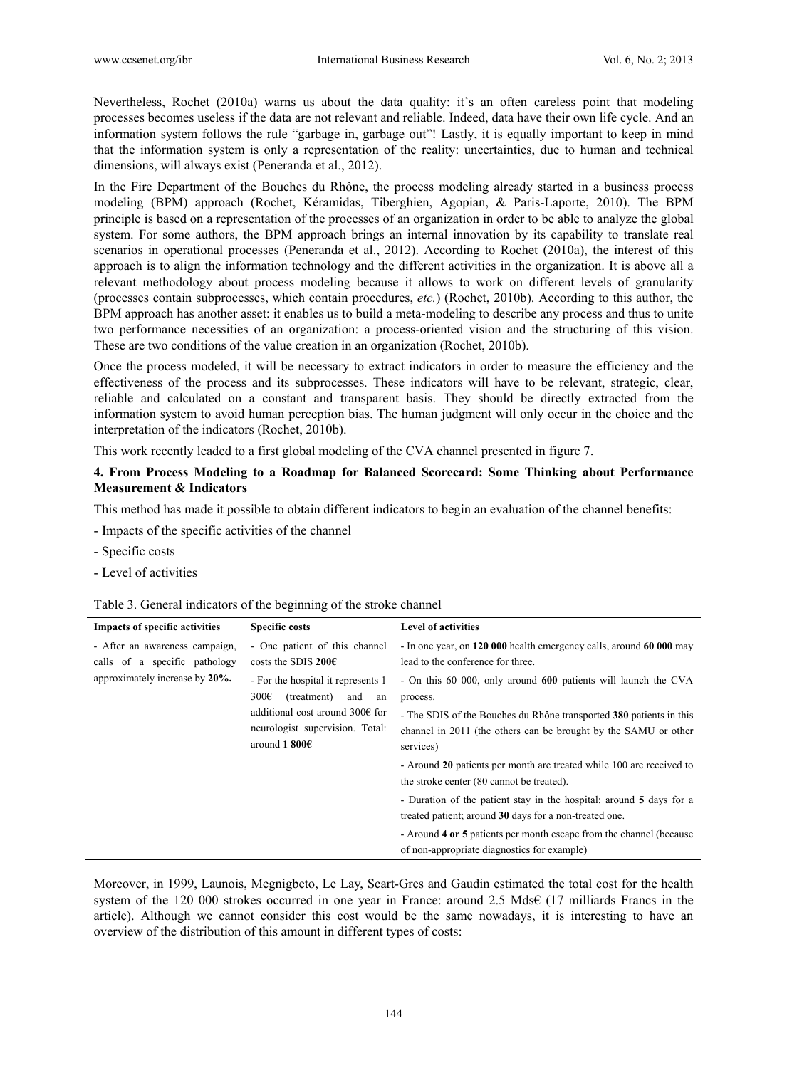Nevertheless, Rochet (2010a) warns us about the data quality: it's an often careless point that modeling processes becomes useless if the data are not relevant and reliable. Indeed, data have their own life cycle. And an information system follows the rule "garbage in, garbage out"! Lastly, it is equally important to keep in mind that the information system is only a representation of the reality: uncertainties, due to human and technical dimensions, will always exist (Peneranda et al., 2012).

In the Fire Department of the Bouches du Rhône, the process modeling already started in a business process modeling (BPM) approach (Rochet, Kéramidas, Tiberghien, Agopian, & Paris-Laporte, 2010). The BPM principle is based on a representation of the processes of an organization in order to be able to analyze the global system. For some authors, the BPM approach brings an internal innovation by its capability to translate real scenarios in operational processes (Peneranda et al., 2012). According to Rochet (2010a), the interest of this approach is to align the information technology and the different activities in the organization. It is above all a relevant methodology about process modeling because it allows to work on different levels of granularity (processes contain subprocesses, which contain procedures, *etc.*) (Rochet, 2010b). According to this author, the BPM approach has another asset: it enables us to build a meta-modeling to describe any process and thus to unite two performance necessities of an organization: a process-oriented vision and the structuring of this vision. These are two conditions of the value creation in an organization (Rochet, 2010b).

Once the process modeled, it will be necessary to extract indicators in order to measure the efficiency and the effectiveness of the process and its subprocesses. These indicators will have to be relevant, strategic, clear, reliable and calculated on a constant and transparent basis. They should be directly extracted from the information system to avoid human perception bias. The human judgment will only occur in the choice and the interpretation of the indicators (Rochet, 2010b).

This work recently leaded to a first global modeling of the CVA channel presented in figure 7.

## 4. From Process Modeling to a Roadmap for Balanced Scorecard: Some Thinking about Performance Measurement & Indicators

This method has made it possible to obtain different indicators to begin an evaluation of the channel benefits:

- Impacts of the specific activities of the channel
- Specific costs
- Level of activities

Table 3. General indicators of the beginning of the stroke channel

| Impacts of specific activities | Specific costs | Level of activities |
|---|---|---|
| - After an awareness campaign, calls of a specific pathology approximately increase by **20%**. | - One patient of this channel costs the SDIS **200€**<br>- For the hospital it represents 1 300€ (treatment) and an additional cost around 300€ for neurologist supervision. Total: around **1 800€** | - In one year, on **120 000** health emergency calls, around **60 000** may lead to the conference for three.<br>- On this 60 000, only around **600** patients will launch the CVA process.<br>- The SDIS of the Bouches du Rhône transported **380** patients in this channel in 2011 (the others can be brought by the SAMU or other services)<br>- Around **20** patients per month are treated while 100 are received to the stroke center (80 cannot be treated).<br>- Duration of the patient stay in the hospital: around **5** days for a treated patient; around **30** days for a non-treated one.<br>- Around **4 or 5** patients per month escape from the channel (because of non-appropriate diagnostics for example) |

Moreover, in 1999, Launois, Megnigbeto, Le Lay, Scart-Gres and Gaudin estimated the total cost for the health system of the 120 000 strokes occurred in one year in France: around 2.5 Mds€ (17 milliards Francs in the article). Although we cannot consider this cost would be the same nowadays, it is interesting to have an overview of the distribution of this amount in different types of costs: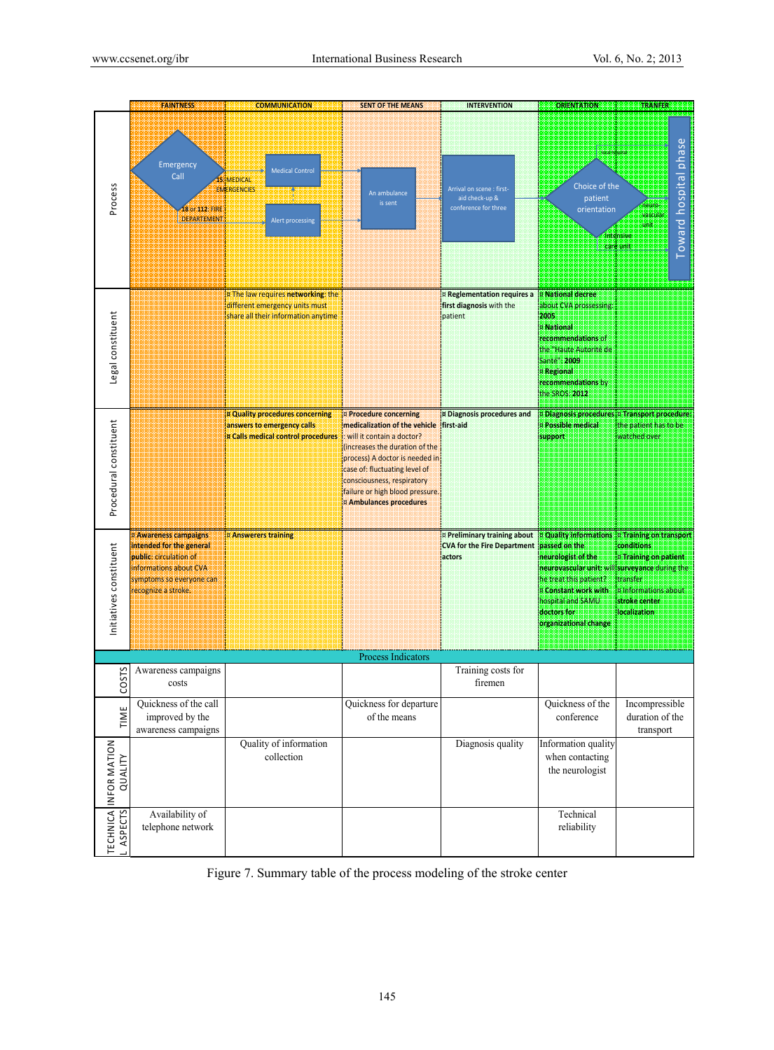| | FAINTNESS | COMMUNICATION | SENT OF THE MEANS | INTERVENTION | ORIENTATION | TRANFER |
|---|---|---|---|---|---|---|
| Process | Emergency Call; 15: MEDICAL EMERGENCIES; 18 or 112: FIRE DEPARTEMENT | Medical Control; Alert processing | An ambulance is sent | Arrival on scene : first-aid check-up & conference for three | Choice of the patient orientation (local hospital; neuro-vascular unit; Intensive care unit) | Toward hospital phase |
| Legal constituent | | ¤ The law requires **networking**: the different emergency units must share all their information anytime | | ¤ **Reglementation requires a first diagnosis** with the patient | ¤ **National decree** about CVA processing: **2005** ¤ **National recommendations** of the "Haute Autorité de Santé": **2009** ¤ **Regional recommendations** by the SROS: **2012** | |
| Procedural constituent | | ¤ **Quality procedures concerning answers to emergency calls** ¤ **Calls medical control procedures** | ¤ **Procedure concerning medicalization of the vehicle**: will it contain a doctor? (increases the duration of the process) A doctor is needed in case of: fluctuating level of consciousness, respiratory failure or high blood pressure. ¤ **Ambulances procedures** | ¤ **Diagnosis procedures and first-aid** | ¤ **Diagnosis procedures** ¤ **Possible medical support** | ¤ **Transport procedure**: the patient has to be watched over |
| Initiatives constituent | ¤ **Awareness campaigns intended for the general public**: circulation of informations about CVA symptoms so everyone can recognize a stroke. | ¤ **Answerers training** | | ¤ **Preliminary training about CVA for the Fire Department actors** | ¤ **Quality informations passed on the neurologist of the neurovascular unit**: will he treat this patient? ¤ **Constant work with hospital and SAMU doctors for organizational change** | ¤ **Training on transport conditions** ¤ **Training on patient surveyance** during the transfer ¤ Informations about **stroke center localization** |
| **Process Indicators** | | | | | | |
| COSTS | Awareness campaigns costs | | | Training costs for firemen | | |
| TIME | Quickness of the call improved by the awareness campaigns | | Quickness for departure of the means | | Quickness of the conference | Incompressible duration of the transport |
| INFORMATION QUALITY | | Quality of information collection | | Diagnosis quality | Information quality when contacting the neurologist | |
| TECHNICAL ASPECTS | Availability of telephone network | | | | Technical reliability | |

Figure 7. Summary table of the process modeling of the stroke center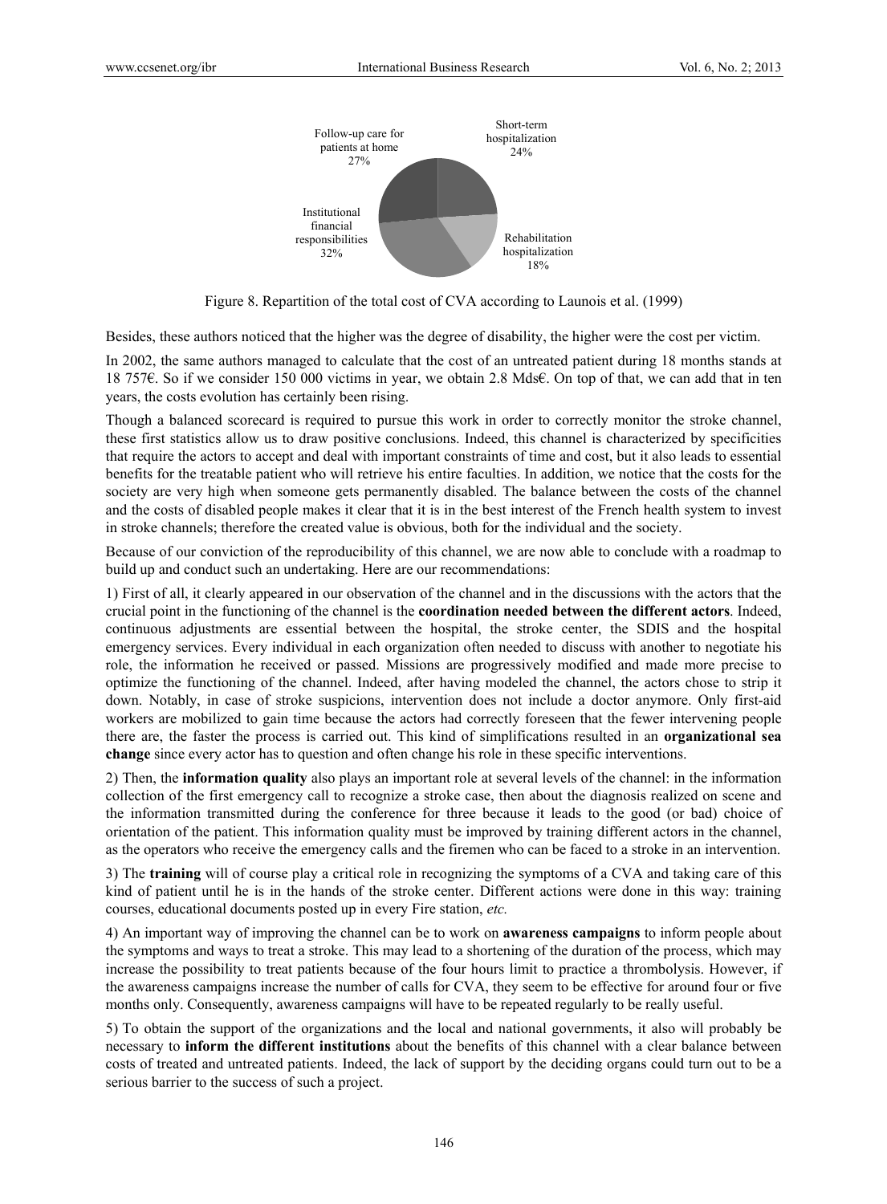Follow-up care for patients at home
27%

Short-term hospitalization
24%

Institutional financial responsibilities
32%

Rehabilitation hospitalization
18%

Figure 8. Repartition of the total cost of CVA according to Launois et al. (1999)

Besides, these authors noticed that the higher was the degree of disability, the higher were the cost per victim.

In 2002, the same authors managed to calculate that the cost of an untreated patient during 18 months stands at 18 757€. So if we consider 150 000 victims in year, we obtain 2.8 Mds€. On top of that, we can add that in ten years, the costs evolution has certainly been rising.

Though a balanced scorecard is required to pursue this work in order to correctly monitor the stroke channel, these first statistics allow us to draw positive conclusions. Indeed, this channel is characterized by specificities that require the actors to accept and deal with important constraints of time and cost, but it also leads to essential benefits for the treatable patient who will retrieve his entire faculties. In addition, we notice that the costs for the society are very high when someone gets permanently disabled. The balance between the costs of the channel and the costs of disabled people makes it clear that it is in the best interest of the French health system to invest in stroke channels; therefore the created value is obvious, both for the individual and the society.

Because of our conviction of the reproducibility of this channel, we are now able to conclude with a roadmap to build up and conduct such an undertaking. Here are our recommendations:

1) First of all, it clearly appeared in our observation of the channel and in the discussions with the actors that the crucial point in the functioning of the channel is the **coordination needed between the different actors**. Indeed, continuous adjustments are essential between the hospital, the stroke center, the SDIS and the hospital emergency services. Every individual in each organization often needed to discuss with another to negotiate his role, the information he received or passed. Missions are progressively modified and made more precise to optimize the functioning of the channel. Indeed, after having modeled the channel, the actors chose to strip it down. Notably, in case of stroke suspicions, intervention does not include a doctor anymore. Only first-aid workers are mobilized to gain time because the actors had correctly foreseen that the fewer intervening people there are, the faster the process is carried out. This kind of simplifications resulted in an **organizational sea change** since every actor has to question and often change his role in these specific interventions.

2) Then, the **information quality** also plays an important role at several levels of the channel: in the information collection of the first emergency call to recognize a stroke case, then about the diagnosis realized on scene and the information transmitted during the conference for three because it leads to the good (or bad) choice of orientation of the patient. This information quality must be improved by training different actors in the channel, as the operators who receive the emergency calls and the firemen who can be faced to a stroke in an intervention.

3) The **training** will of course play a critical role in recognizing the symptoms of a CVA and taking care of this kind of patient until he is in the hands of the stroke center. Different actions were done in this way: training courses, educational documents posted up in every Fire station, *etc.*

4) An important way of improving the channel can be to work on **awareness campaigns** to inform people about the symptoms and ways to treat a stroke. This may lead to a shortening of the duration of the process, which may increase the possibility to treat patients because of the four hours limit to practice a thrombolysis. However, if the awareness campaigns increase the number of calls for CVA, they seem to be effective for around four or five months only. Consequently, awareness campaigns will have to be repeated regularly to be really useful.

5) To obtain the support of the organizations and the local and national governments, it also will probably be necessary to **inform the different institutions** about the benefits of this channel with a clear balance between costs of treated and untreated patients. Indeed, the lack of support by the deciding organs could turn out to be a serious barrier to the success of such a project.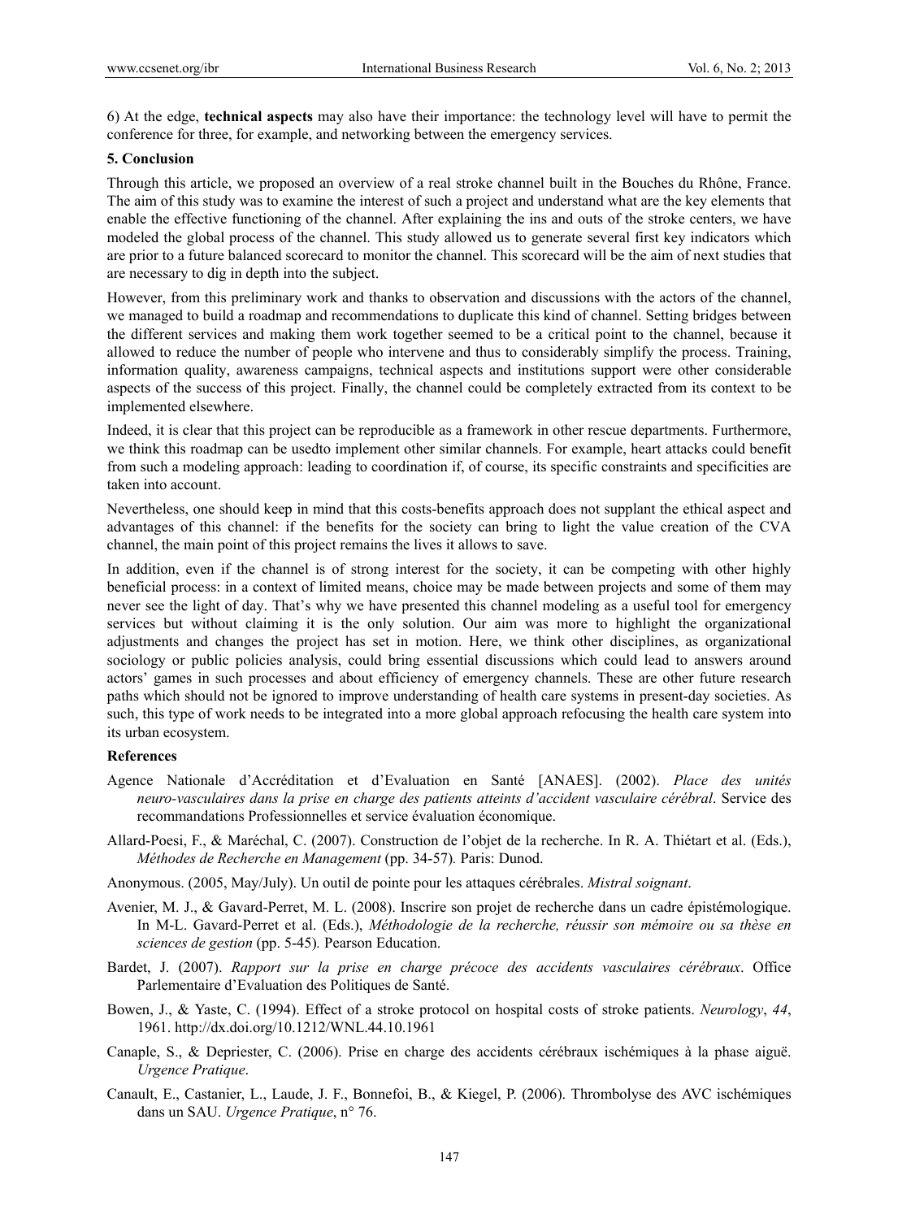6) At the edge, **technical aspects** may also have their importance: the technology level will have to permit the conference for three, for example, and networking between the emergency services.

## 5. Conclusion

Through this article, we proposed an overview of a real stroke channel built in the Bouches du Rhône, France. The aim of this study was to examine the interest of such a project and understand what are the key elements that enable the effective functioning of the channel. After explaining the ins and outs of the stroke centers, we have modeled the global process of the channel. This study allowed us to generate several first key indicators which are prior to a future balanced scorecard to monitor the channel. This scorecard will be the aim of next studies that are necessary to dig in depth into the subject.

However, from this preliminary work and thanks to observation and discussions with the actors of the channel, we managed to build a roadmap and recommendations to duplicate this kind of channel. Setting bridges between the different services and making them work together seemed to be a critical point to the channel, because it allowed to reduce the number of people who intervene and thus to considerably simplify the process. Training, information quality, awareness campaigns, technical aspects and institutions support were other considerable aspects of the success of this project. Finally, the channel could be completely extracted from its context to be implemented elsewhere.

Indeed, it is clear that this project can be reproducible as a framework in other rescue departments. Furthermore, we think this roadmap can be usedto implement other similar channels. For example, heart attacks could benefit from such a modeling approach: leading to coordination if, of course, its specific constraints and specificities are taken into account.

Nevertheless, one should keep in mind that this costs-benefits approach does not supplant the ethical aspect and advantages of this channel: if the benefits for the society can bring to light the value creation of the CVA channel, the main point of this project remains the lives it allows to save.

In addition, even if the channel is of strong interest for the society, it can be competing with other highly beneficial process: in a context of limited means, choice may be made between projects and some of them may never see the light of day. That's why we have presented this channel modeling as a useful tool for emergency services but without claiming it is the only solution. Our aim was more to highlight the organizational adjustments and changes the project has set in motion. Here, we think other disciplines, as organizational sociology or public policies analysis, could bring essential discussions which could lead to answers around actors' games in such processes and about efficiency of emergency channels. These are other future research paths which should not be ignored to improve understanding of health care systems in present-day societies. As such, this type of work needs to be integrated into a more global approach refocusing the health care system into its urban ecosystem.

## References

Agence Nationale d'Accréditation et d'Evaluation en Santé [ANAES]. (2002). *Place des unités neuro-vasculaires dans la prise en charge des patients atteints d'accident vasculaire cérébral*. Service des recommandations Professionnelles et service évaluation économique.

Allard-Poesi, F., & Maréchal, C. (2007). Construction de l'objet de la recherche. In R. A. Thiétart et al. (Eds.), *Méthodes de Recherche en Management* (pp. 34-57)*.* Paris: Dunod.

Anonymous. (2005, May/July). Un outil de pointe pour les attaques cérébrales. *Mistral soignant*.

Avenier, M. J., & Gavard-Perret, M. L. (2008). Inscrire son projet de recherche dans un cadre épistémologique. In M-L. Gavard-Perret et al. (Eds.), *Méthodologie de la recherche, réussir son mémoire ou sa thèse en sciences de gestion* (pp. 5-45)*.* Pearson Education.

Bardet, J. (2007). *Rapport sur la prise en charge précoce des accidents vasculaires cérébraux*. Office Parlementaire d'Evaluation des Politiques de Santé.

Bowen, J., & Yaste, C. (1994). Effect of a stroke protocol on hospital costs of stroke patients. *Neurology*, *44*, 1961. http://dx.doi.org/10.1212/WNL.44.10.1961

Canaple, S., & Depriester, C. (2006). Prise en charge des accidents cérébraux ischémiques à la phase aiguë. *Urgence Pratique*.

Canault, E., Castanier, L., Laude, J. F., Bonnefoi, B., & Kiegel, P. (2006). Thrombolyse des AVC ischémiques dans un SAU. *Urgence Pratique*, n° 76.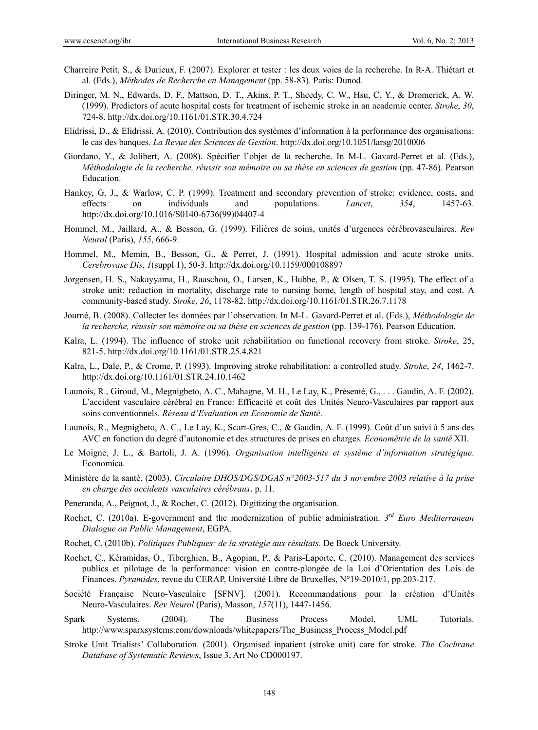Charreire Petit, S., & Durieux, F. (2007). Explorer et tester : les deux voies de la recherche. In R-A. Thiétart et al. (Eds.), *Méthodes de Recherche en Management* (pp. 58-83). Paris: Dunod.

Diringer, M. N., Edwards, D. F., Mattson, D. T., Akins, P. T., Sheedy, C. W., Hsu, C. Y., & Dromerick, A. W. (1999). Predictors of acute hospital costs for treatment of ischemic stroke in an academic center. *Stroke*, *30*, 724-8. http://dx.doi.org/10.1161/01.STR.30.4.724

Elidrissi, D., & Elidrissi, A. (2010). Contribution des systèmes d'information à la performance des organisations: le cas des banques. *La Revue des Sciences de Gestion*. http://dx.doi.org/10.1051/larsg/2010006

Giordano, Y., & Jolibert, A. (2008). Spécifier l'objet de la recherche. In M-L. Gavard-Perret et al. (Eds.), *Méthodologie de la recherche, réussir son mémoire ou sa thèse en sciences de gestion* (pp. 47-86)*.* Pearson Education.

Hankey, G. J., & Warlow, C. P. (1999). Treatment and secondary prevention of stroke: evidence, costs, and effects on individuals and populations. *Lancet*, *354*, 1457-63. http://dx.doi.org/10.1016/S0140-6736(99)04407-4

Hommel, M., Jaillard, A., & Besson, G. (1999). Filières de soins, unités d'urgences cérébrovasculaires. *Rev Neurol* (Paris), *155*, 666-9.

Hommel, M., Memin, B., Besson, G., & Perret, J. (1991). Hospital admission and acute stroke units. *Cerebrovasc Dis*, *1*(suppl 1), 50-3. http://dx.doi.org/10.1159/000108897

Jorgensen, H. S., Nakayyama, H., Raaschou, O., Larsen, K., Hubbe, P., & Olsen, T. S. (1995). The effect of a stroke unit: reduction in mortality, discharge rate to nursing home, length of hospital stay, and cost. A community-based study. *Stroke*, *26*, 1178-82. http://dx.doi.org/10.1161/01.STR.26.7.1178

Journé, B. (2008). Collecter les données par l'observation. In M-L. Gavard-Perret et al. (Eds.), *Méthodologie de la recherche, réussir son mémoire ou sa thèse en sciences de gestion* (pp. 139-176)*.* Pearson Education.

Kalra, L. (1994). The influence of stroke unit rehabilitation on functional recovery from stroke. *Stroke*, 25, 821-5. http://dx.doi.org/10.1161/01.STR.25.4.821

Kalra, L., Dale, P., & Crome, P. (1993). Improving stroke rehabilitation: a controlled study. *Stroke*, *24*, 1462-7. http://dx.doi.org/10.1161/01.STR.24.10.1462

Launois, R., Giroud, M., Megnigbeto, A. C., Mahagne, M. H., Le Lay, K., Présenté, G., . . . Gaudin, A. F. (2002). L'accident vasculaire cérébral en France: Efficacité et coût des Unités Neuro-Vasculaires par rapport aux soins conventionnels. *Réseau d'Evaluation en Economie de Santé*.

Launois, R., Megnigbeto, A. C., Le Lay, K., Scart-Gres, C., & Gaudin, A. F. (1999). Coût d'un suivi à 5 ans des AVC en fonction du degré d'autonomie et des structures de prises en charges. *Econométrie de la santé* XII.

Le Moigne, J. L., & Bartoli, J. A. (1996). *Organisation intelligente et système d'information stratégique*. Economica.

Ministère de la santé. (2003). *Circulaire DHOS/DGS/DGAS n°2003-517 du 3 novembre 2003 relative à la prise en charge des accidents vasculaires cérébraux*. p. 11.

Peneranda, A., Peignot, J., & Rochet, C. (2012). Digitizing the organisation.

Rochet, C. (2010a). E-government and the modernization of public administration. *3rd Euro Mediterranean Dialogue on Public Management*, EGPA.

Rochet, C. (2010b). *Politiques Publiques: de la stratégie aux résultats*. De Boeck University.

Rochet, C., Kéramidas, O., Tiberghien, B., Agopian, P., & Paris-Laporte, C. (2010). Management des services publics et pilotage de la performance: vision en contre-plongée de la Loi d'Orientation des Lois de Finances. *Pyramides*, revue du CERAP, Université Libre de Bruxelles, N°19-2010/1, pp.203-217.

Société Française Neuro-Vasculaire [SFNV]. (2001). Recommandations pour la création d'Unités Neuro-Vasculaires. *Rev Neurol* (Paris), Masson, *157*(11), 1447-1456.

Spark Systems. (2004). The Business Process Model, UML Tutorials. http://www.sparxsystems.com/downloads/whitepapers/The_Business_Process_Model.pdf

Stroke Unit Trialists' Collaboration. (2001). Organised inpatient (stroke unit) care for stroke. *The Cochrane Database of Systematic Reviews*, Issue 3, Art No CD000197.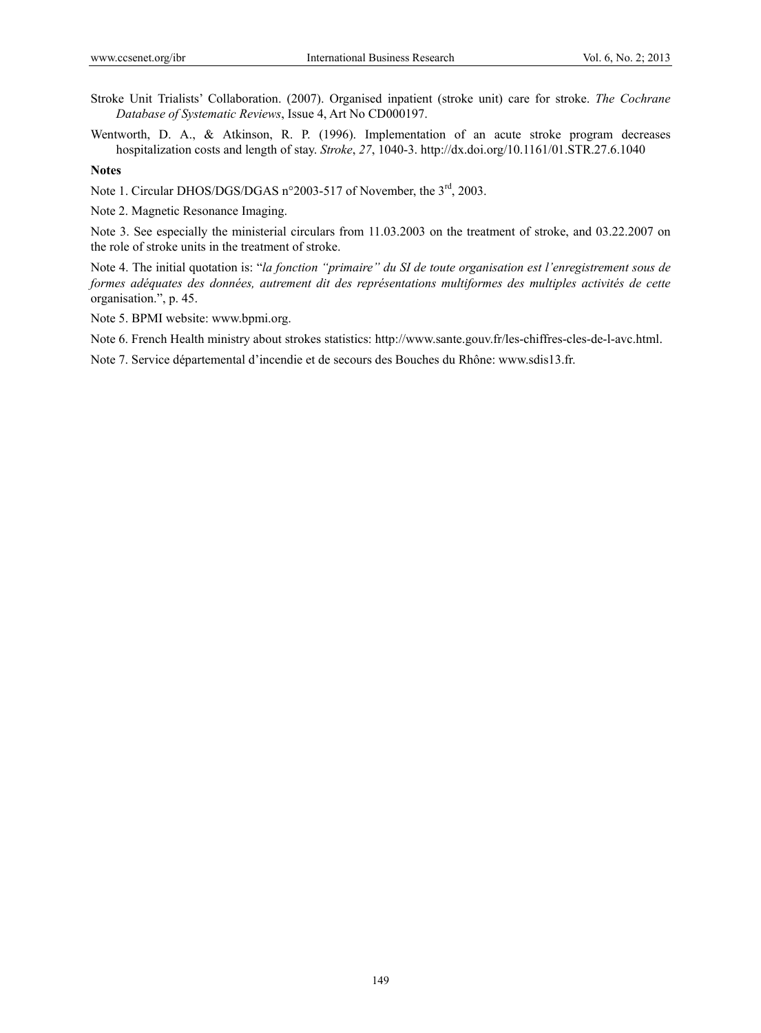Stroke Unit Trialists' Collaboration. (2007). Organised inpatient (stroke unit) care for stroke. *The Cochrane Database of Systematic Reviews*, Issue 4, Art No CD000197.

Wentworth, D. A., & Atkinson, R. P. (1996). Implementation of an acute stroke program decreases hospitalization costs and length of stay. *Stroke*, *27*, 1040-3. http://dx.doi.org/10.1161/01.STR.27.6.1040

**Notes**

Note 1. Circular DHOS/DGS/DGAS n°2003-517 of November, the 3rd, 2003.

Note 2. Magnetic Resonance Imaging.

Note 3. See especially the ministerial circulars from 11.03.2003 on the treatment of stroke, and 03.22.2007 on the role of stroke units in the treatment of stroke.

Note 4. The initial quotation is: "*la fonction "primaire" du SI de toute organisation est l'enregistrement sous de formes adéquates des données, autrement dit des représentations multiformes des multiples activités de cette* organisation.", p. 45.

Note 5. BPMI website: www.bpmi.org.

Note 6. French Health ministry about strokes statistics: http://www.sante.gouv.fr/les-chiffres-cles-de-l-avc.html.

Note 7. Service départemental d'incendie et de secours des Bouches du Rhône: www.sdis13.fr.